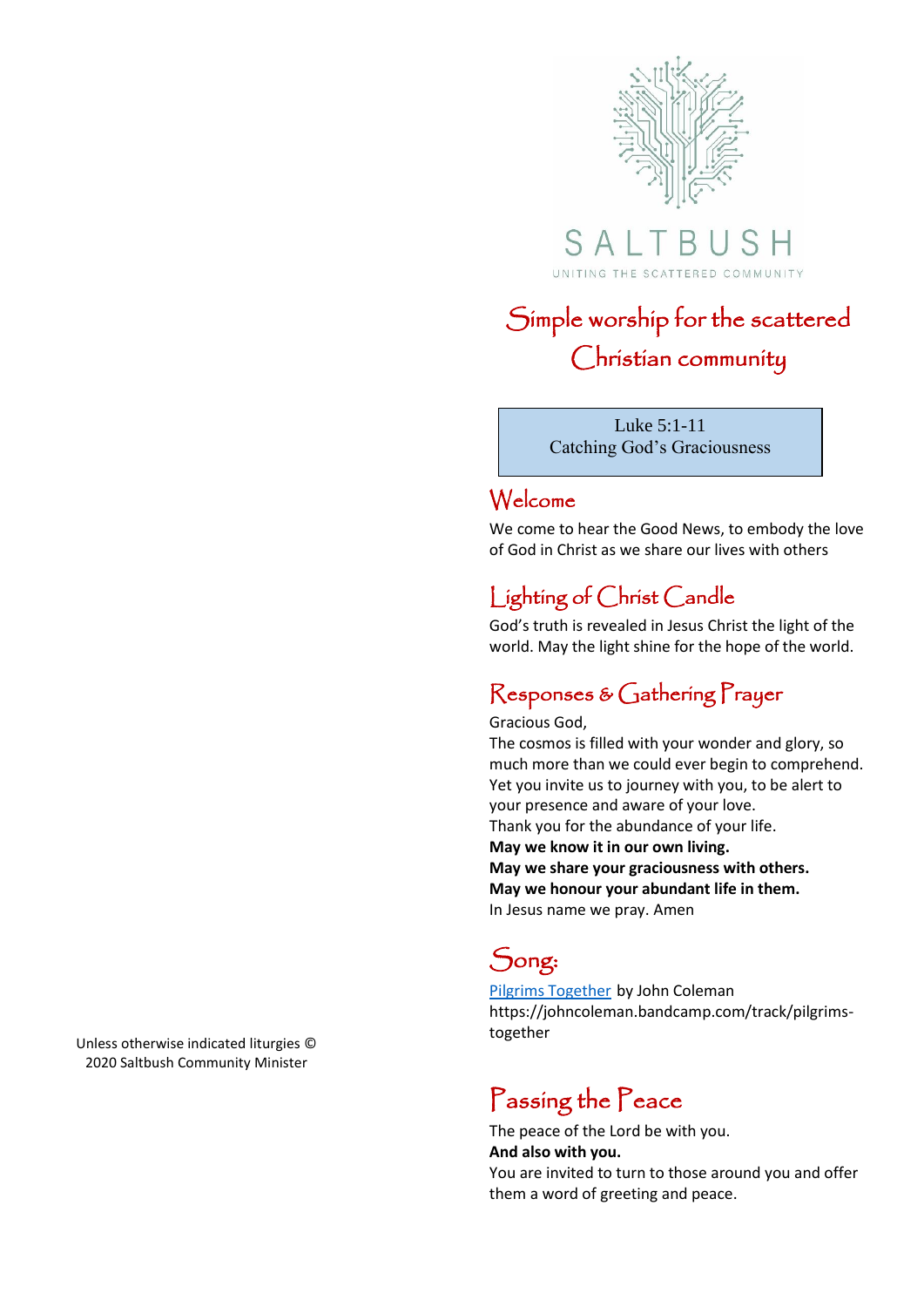SALTBUSH

UNITING THE SCATTERED COMMUNITY

# Simple worship for the scattered Christian community

Luke 5:1-11
Catching God's Graciousness

## Welcome

We come to hear the Good News, to embody the love of God in Christ as we share our lives with others

## Lighting of Christ Candle

God's truth is revealed in Jesus Christ the light of the world. May the light shine for the hope of the world.

## Responses & Gathering Prayer

Gracious God,
The cosmos is filled with your wonder and glory, so much more than we could ever begin to comprehend.
Yet you invite us to journey with you, to be alert to your presence and aware of your love.
Thank you for the abundance of your life.
**May we know it in our own living.**
**May we share your graciousness with others.**
**May we honour your abundant life in them.**
In Jesus name we pray. Amen

## Song:

[Pilgrims Together](https://johncoleman.bandcamp.com/track/pilgrims-together) by John Coleman
https://johncoleman.bandcamp.com/track/pilgrims-together

## Passing the Peace

The peace of the Lord be with you.
**And also with you.**
You are invited to turn to those around you and offer them a word of greeting and peace.

Unless otherwise indicated liturgies © 2020 Saltbush Community Minister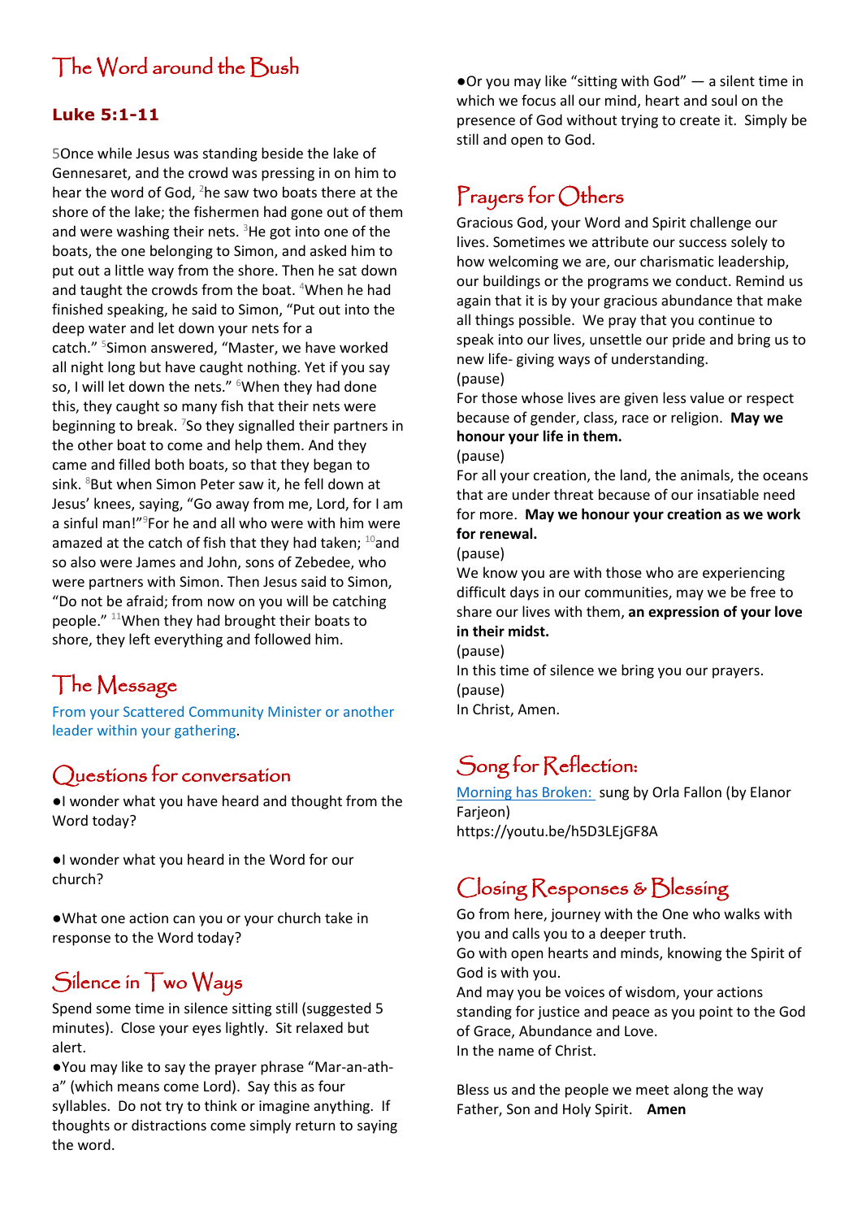# The Word around the Bush

### Luke 5:1-11

5Once while Jesus was standing beside the lake of Gennesaret, and the crowd was pressing in on him to hear the word of God, [2]he saw two boats there at the shore of the lake; the fishermen had gone out of them and were washing their nets. [3]He got into one of the boats, the one belonging to Simon, and asked him to put out a little way from the shore. Then he sat down and taught the crowds from the boat. [4]When he had finished speaking, he said to Simon, "Put out into the deep water and let down your nets for a catch." [5]Simon answered, "Master, we have worked all night long but have caught nothing. Yet if you say so, I will let down the nets." [6]When they had done this, they caught so many fish that their nets were beginning to break. [7]So they signalled their partners in the other boat to come and help them. And they came and filled both boats, so that they began to sink. [8]But when Simon Peter saw it, he fell down at Jesus' knees, saying, "Go away from me, Lord, for I am a sinful man!"[9]For he and all who were with him were amazed at the catch of fish that they had taken; [10]and so also were James and John, sons of Zebedee, who were partners with Simon. Then Jesus said to Simon, "Do not be afraid; from now on you will be catching people." [11]When they had brought their boats to shore, they left everything and followed him.

## The Message

From your Scattered Community Minister or another leader within your gathering.

## Questions for conversation

●I wonder what you have heard and thought from the Word today?

●I wonder what you heard in the Word for our church?

●What one action can you or your church take in response to the Word today?

## Silence in Two Ways

Spend some time in silence sitting still (suggested 5 minutes). Close your eyes lightly. Sit relaxed but alert.

●You may like to say the prayer phrase "Mar-an-ath-a" (which means come Lord). Say this as four syllables. Do not try to think or imagine anything. If thoughts or distractions come simply return to saying the word.

●Or you may like "sitting with God" — a silent time in which we focus all our mind, heart and soul on the presence of God without trying to create it. Simply be still and open to God.

## Prayers for Others

Gracious God, your Word and Spirit challenge our lives. Sometimes we attribute our success solely to how welcoming we are, our charismatic leadership, our buildings or the programs we conduct. Remind us again that it is by your gracious abundance that make all things possible. We pray that you continue to speak into our lives, unsettle our pride and bring us to new life- giving ways of understanding.
(pause)
For those whose lives are given less value or respect because of gender, class, race or religion. **May we honour your life in them.**
(pause)
For all your creation, the land, the animals, the oceans that are under threat because of our insatiable need for more. **May we honour your creation as we work for renewal.**
(pause)
We know you are with those who are experiencing difficult days in our communities, may we be free to share our lives with them, **an expression of your love in their midst.**
(pause)
In this time of silence we bring you our prayers.
(pause)
In Christ, Amen.

## Song for Reflection:

Morning has Broken: sung by Orla Fallon (by Elanor Farjeon)
https://youtu.be/h5D3LEjGF8A

## Closing Responses & Blessing

Go from here, journey with the One who walks with you and calls you to a deeper truth.
Go with open hearts and minds, knowing the Spirit of God is with you.
And may you be voices of wisdom, your actions standing for justice and peace as you point to the God of Grace, Abundance and Love.
In the name of Christ.

Bless us and the people we meet along the way
Father, Son and Holy Spirit. **Amen**